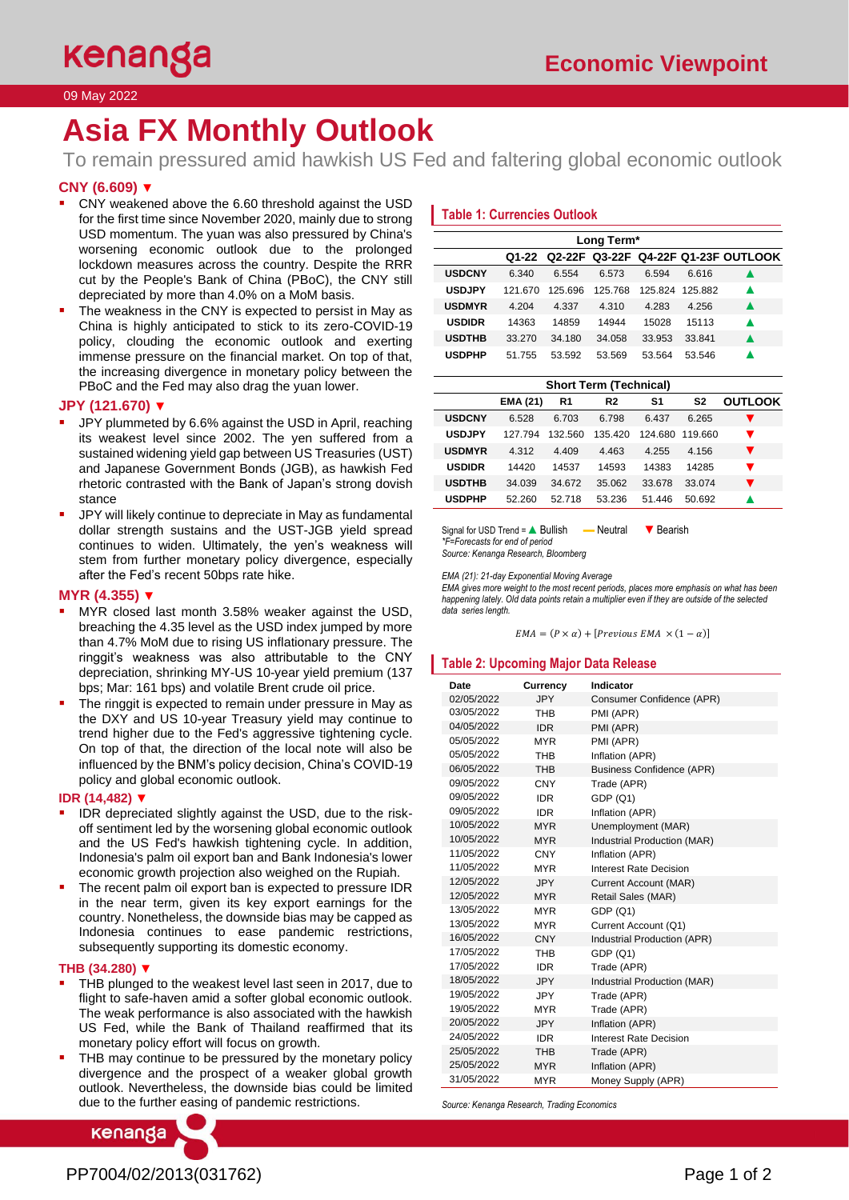kenanga

# Economic Viewpoint

09 May 2022

# Asia FX Monthly Outlook

To remain pressured amid hawkish US Fed and faltering global economic outlook

### CNY (6.609) ▼

- CNY weakened above the 6.60 threshold against the USD for the first time since November 2020, mainly due to strong USD momentum. The yuan was also pressured by China's worsening economic outlook due to the prolonged lockdown measures across the country. Despite the RRR cut by the People's Bank of China (PBoC), the CNY still depreciated by more than 4.0% on a MoM basis.
- The weakness in the CNY is expected to persist in May as China is highly anticipated to stick to its zero-COVID-19 policy, clouding the economic outlook and exerting immense pressure on the financial market. On top of that, the increasing divergence in monetary policy between the PBoC and the Fed may also drag the yuan lower.

### JPY (121.670) ▼

- JPY plummeted by 6.6% against the USD in April, reaching its weakest level since 2002. The yen suffered from a sustained widening yield gap between US Treasuries (UST) and Japanese Government Bonds (JGB), as hawkish Fed rhetoric contrasted with the Bank of Japan's strong dovish stance
- JPY will likely continue to depreciate in May as fundamental dollar strength sustains and the UST-JGB yield spread continues to widen. Ultimately, the yen's weakness will stem from further monetary policy divergence, especially after the Fed's recent 50bps rate hike.

### MYR (4.355) ▼

- MYR closed last month 3.58% weaker against the USD, breaching the 4.35 level as the USD index jumped by more than 4.7% MoM due to rising US inflationary pressure. The ringgit's weakness was also attributable to the CNY depreciation, shrinking MY-US 10-year yield premium (137 bps; Mar: 161 bps) and volatile Brent crude oil price.
- The ringgit is expected to remain under pressure in May as the DXY and US 10-year Treasury yield may continue to trend higher due to the Fed's aggressive tightening cycle. On top of that, the direction of the local note will also be influenced by the BNM's policy decision, China's COVID-19 policy and global economic outlook.

### IDR (14,482) ▼

- IDR depreciated slightly against the USD, due to the risk-off sentiment led by the worsening global economic outlook and the US Fed's hawkish tightening cycle. In addition, Indonesia's palm oil export ban and Bank Indonesia's lower economic growth projection also weighed on the Rupiah.
- The recent palm oil export ban is expected to pressure IDR in the near term, given its key export earnings for the country. Nonetheless, the downside bias may be capped as Indonesia continues to ease pandemic restrictions, subsequently supporting its domestic economy.

### THB (34.280) ▼

- THB plunged to the weakest level last seen in 2017, due to flight to safe-haven amid a softer global economic outlook. The weak performance is also associated with the hawkish US Fed, while the Bank of Thailand reaffirmed that its monetary policy effort will focus on growth.
- THB may continue to be pressured by the monetary policy divergence and the prospect of a weaker global growth outlook. Nevertheless, the downside bias could be limited due to the further easing of pandemic restrictions.

## Table 1: Currencies Outlook

| Long Term* | | | | | | |
|---|---|---|---|---|---|---|
| | Q1-22 | Q2-22F | Q3-22F | Q4-22F | Q1-23F | OUTLOOK |
| USDCNY | 6.340 | 6.554 | 6.573 | 6.594 | 6.616 | ▲ |
| USDJPY | 121.670 | 125.696 | 125.768 | 125.824 | 125.882 | ▲ |
| USDMYR | 4.204 | 4.337 | 4.310 | 4.283 | 4.256 | ▲ |
| USDIDR | 14363 | 14859 | 14944 | 15028 | 15113 | ▲ |
| USDTHB | 33.270 | 34.180 | 34.058 | 33.953 | 33.841 | ▲ |
| USDPHP | 51.755 | 53.592 | 53.569 | 53.564 | 53.546 | ▲ |

| Short Term (Technical) | | | | | | |
|---|---|---|---|---|---|---|
| | EMA (21) | R1 | R2 | S1 | S2 | OUTLOOK |
| USDCNY | 6.528 | 6.703 | 6.798 | 6.437 | 6.265 | ▼ |
| USDJPY | 127.794 | 132.560 | 135.420 | 124.680 | 119.660 | ▼ |
| USDMYR | 4.312 | 4.409 | 4.463 | 4.255 | 4.156 | ▼ |
| USDIDR | 14420 | 14537 | 14593 | 14383 | 14285 | ▼ |
| USDTHB | 34.039 | 34.672 | 35.062 | 33.678 | 33.074 | ▼ |
| USDPHP | 52.260 | 52.718 | 53.236 | 51.446 | 50.692 | ▲ |

Signal for USD Trend = ▲ Bullish — Neutral ▼ Bearish

*\*F=Forecasts for end of period*

*Source: Kenanga Research, Bloomberg*

*EMA (21): 21-day Exponential Moving Average*

*EMA gives more weight to the most recent periods, places more emphasis on what has been happening lately. Old data points retain a multiplier even if they are outside of the selected data series length.*

$$EMA = (P \times \alpha) + [Previous\ EMA \times (1 - \alpha)]$$

## Table 2: Upcoming Major Data Release

| Date | Currency | Indicator |
|---|---|---|
| 02/05/2022 | JPY | Consumer Confidence (APR) |
| 03/05/2022 | THB | PMI (APR) |
| 04/05/2022 | IDR | PMI (APR) |
| 05/05/2022 | MYR | PMI (APR) |
| 05/05/2022 | THB | Inflation (APR) |
| 06/05/2022 | THB | Business Confidence (APR) |
| 09/05/2022 | CNY | Trade (APR) |
| 09/05/2022 | IDR | GDP (Q1) |
| 09/05/2022 | IDR | Inflation (APR) |
| 10/05/2022 | MYR | Unemployment (MAR) |
| 10/05/2022 | MYR | Industrial Production (MAR) |
| 11/05/2022 | CNY | Inflation (APR) |
| 11/05/2022 | MYR | Interest Rate Decision |
| 12/05/2022 | JPY | Current Account (MAR) |
| 12/05/2022 | MYR | Retail Sales (MAR) |
| 13/05/2022 | MYR | GDP (Q1) |
| 13/05/2022 | MYR | Current Account (Q1) |
| 16/05/2022 | CNY | Industrial Production (APR) |
| 17/05/2022 | THB | GDP (Q1) |
| 17/05/2022 | IDR | Trade (APR) |
| 18/05/2022 | JPY | Industrial Production (MAR) |
| 19/05/2022 | JPY | Trade (APR) |
| 19/05/2022 | MYR | Trade (APR) |
| 20/05/2022 | JPY | Inflation (APR) |
| 24/05/2022 | IDR | Interest Rate Decision |
| 25/05/2022 | THB | Trade (APR) |
| 25/05/2022 | MYR | Inflation (APR) |
| 31/05/2022 | MYR | Money Supply (APR) |

*Source: Kenanga Research, Trading Economics*

PP7004/02/2013(031762)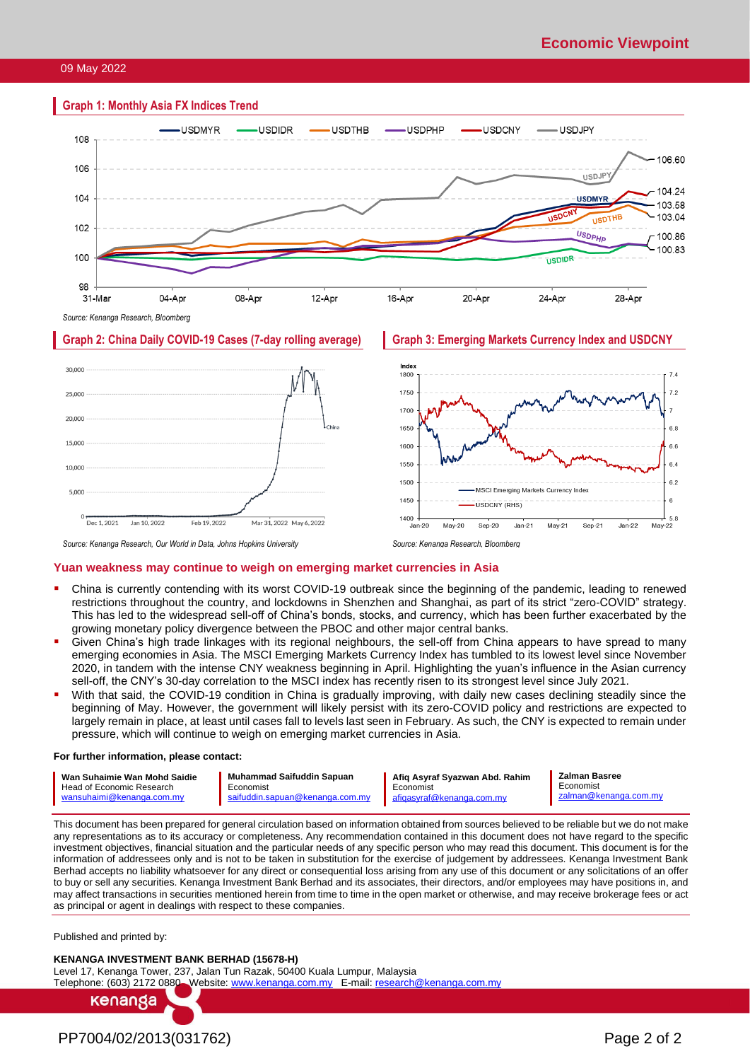## Graph 1: Monthly Asia FX Indices Trend

USDMYR USDIDR USDTHB USDPHP USDCNY USDJPY

108
106
104
102
100
98

31-Mar 04-Apr 08-Apr 12-Apr 16-Apr 20-Apr 24-Apr 28-Apr

USDJPY
USDMYR
USDCNY
USDTHB
USDPHP
USDIDR

106.60
104.24
103.58
103.04
100.86
100.83

*Source: Kenanga Research, Bloomberg*

## Graph 2: China Daily COVID-19 Cases (7-day rolling average)

30,000
25,000
20,000
15,000
10,000
5,000
0

Dec 1, 2021 Jan 10, 2022 Feb 19, 2022 Mar 31, 2022 May 6, 2022

China

*Source: Kenanga Research, Our World in Data, Johns Hopkins University*

## Graph 3: Emerging Markets Currency Index and USDCNY

Index

1800
1750
1700
1650
1600
1550
1500
1450
1400

7.4
7.2
7
6.8
6.6
6.4
6.2
6
5.8

Jan-20 May-20 Sep-20 Jan-21 May-21 Sep-21 Jan-22 May-22

MSCI Emerging Markets Currency Index
USDCNY (RHS)

*Source: Kenanga Research, Bloomberg*

## Yuan weakness may continue to weigh on emerging market currencies in Asia

- China is currently contending with its worst COVID-19 outbreak since the beginning of the pandemic, leading to renewed restrictions throughout the country, and lockdowns in Shenzhen and Shanghai, as part of its strict "zero-COVID" strategy. This has led to the widespread sell-off of China's bonds, stocks, and currency, which has been further exacerbated by the growing monetary policy divergence between the PBOC and other major central banks.
- Given China's high trade linkages with its regional neighbours, the sell-off from China appears to have spread to many emerging economies in Asia. The MSCI Emerging Markets Currency Index has tumbled to its lowest level since November 2020, in tandem with the intense CNY weakness beginning in April. Highlighting the yuan's influence in the Asian currency sell-off, the CNY's 30-day correlation to the MSCI index has recently risen to its strongest level since July 2021.
- With that said, the COVID-19 condition in China is gradually improving, with daily new cases declining steadily since the beginning of May. However, the government will likely persist with its zero-COVID policy and restrictions are expected to largely remain in place, at least until cases fall to levels last seen in February. As such, the CNY is expected to remain under pressure, which will continue to weigh on emerging market currencies in Asia.

**For further information, please contact:**

| | | | |
|---|---|---|---|
| **Wan Suhaimie Wan Mohd Saidie**<br>Head of Economic Research<br>wansuhaimi@kenanga.com.my | **Muhammad Saifuddin Sapuan**<br>Economist<br>saifuddin.sapuan@kenanga.com.my | **Afiq Asyraf Syazwan Abd. Rahim**<br>Economist<br>afiqasyraf@kenanga.com.my | **Zalman Basree**<br>Economist<br>zalman@kenanga.com.my |

This document has been prepared for general circulation based on information obtained from sources believed to be reliable but we do not make any representations as to its accuracy or completeness. Any recommendation contained in this document does not have regard to the specific investment objectives, financial situation and the particular needs of any specific person who may read this document. This document is for the information of addressees only and is not to be taken in substitution for the exercise of judgement by addressees. Kenanga Investment Bank Berhad accepts no liability whatsoever for any direct or consequential loss arising from any use of this document or any solicitations of an offer to buy or sell any securities. Kenanga Investment Bank Berhad and its associates, their directors, and/or employees may have positions in, and may affect transactions in securities mentioned herein from time to time in the open market or otherwise, and may receive brokerage fees or act as principal or agent in dealings with respect to these companies.

Published and printed by:

**KENANGA INVESTMENT BANK BERHAD (15678-H)**
Level 17, Kenanga Tower, 237, Jalan Tun Razak, 50400 Kuala Lumpur, Malaysia
Telephone: (603) 2172 0880 Website: www.kenanga.com.my E-mail: research@kenanga.com.my

PP7004/02/2013(031762)